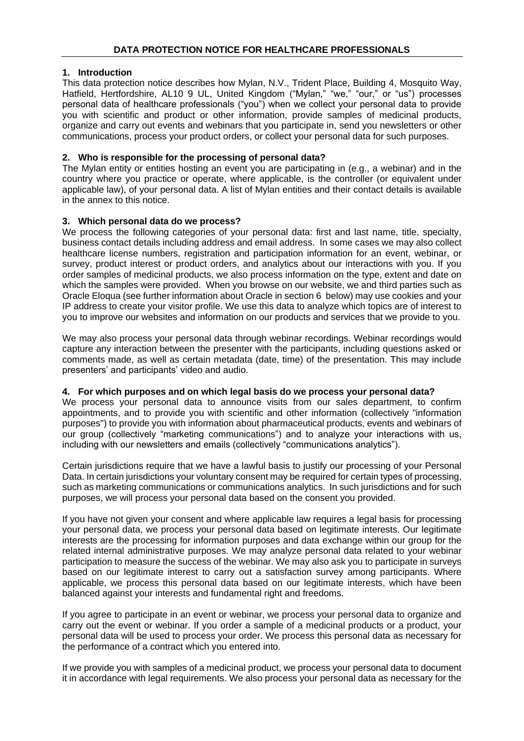# DATA PROTECTION NOTICE FOR HEALTHCARE PROFESSIONALS

## 1. Introduction

This data protection notice describes how Mylan, N.V., Trident Place, Building 4, Mosquito Way, Hatfield, Hertfordshire, AL10 9 UL, United Kingdom ("Mylan," "we," "our," or "us") processes personal data of healthcare professionals ("you") when we collect your personal data to provide you with scientific and product or other information, provide samples of medicinal products, organize and carry out events and webinars that you participate in, send you newsletters or other communications, process your product orders, or collect your personal data for such purposes.

## 2. Who is responsible for the processing of personal data?

The Mylan entity or entities hosting an event you are participating in (e.g., a webinar) and in the country where you practice or operate, where applicable, is the controller (or equivalent under applicable law), of your personal data. A list of Mylan entities and their contact details is available in the annex to this notice.

## 3. Which personal data do we process?

We process the following categories of your personal data: first and last name, title, specialty, business contact details including address and email address. In some cases we may also collect healthcare license numbers, registration and participation information for an event, webinar, or survey, product interest or product orders, and analytics about our interactions with you. If you order samples of medicinal products, we also process information on the type, extent and date on which the samples were provided. When you browse on our website, we and third parties such as Oracle Eloqua (see further information about Oracle in section 6 below) may use cookies and your IP address to create your visitor profile. We use this data to analyze which topics are of interest to you to improve our websites and information on our products and services that we provide to you.

We may also process your personal data through webinar recordings. Webinar recordings would capture any interaction between the presenter with the participants, including questions asked or comments made, as well as certain metadata (date, time) of the presentation. This may include presenters' and participants' video and audio.

## 4. For which purposes and on which legal basis do we process your personal data?

We process your personal data to announce visits from our sales department, to confirm appointments, and to provide you with scientific and other information (collectively "information purposes") to provide you with information about pharmaceutical products, events and webinars of our group (collectively "marketing communications") and to analyze your interactions with us, including with our newsletters and emails (collectively "communications analytics").

Certain jurisdictions require that we have a lawful basis to justify our processing of your Personal Data. In certain jurisdictions your voluntary consent may be required for certain types of processing, such as marketing communications or communications analytics. In such jurisdictions and for such purposes, we will process your personal data based on the consent you provided.

If you have not given your consent and where applicable law requires a legal basis for processing your personal data, we process your personal data based on legitimate interests. Our legitimate interests are the processing for information purposes and data exchange within our group for the related internal administrative purposes. We may analyze personal data related to your webinar participation to measure the success of the webinar. We may also ask you to participate in surveys based on our legitimate interest to carry out a satisfaction survey among participants. Where applicable, we process this personal data based on our legitimate interests, which have been balanced against your interests and fundamental right and freedoms.

If you agree to participate in an event or webinar, we process your personal data to organize and carry out the event or webinar. If you order a sample of a medicinal products or a product, your personal data will be used to process your order. We process this personal data as necessary for the performance of a contract which you entered into.

If we provide you with samples of a medicinal product, we process your personal data to document it in accordance with legal requirements. We also process your personal data as necessary for the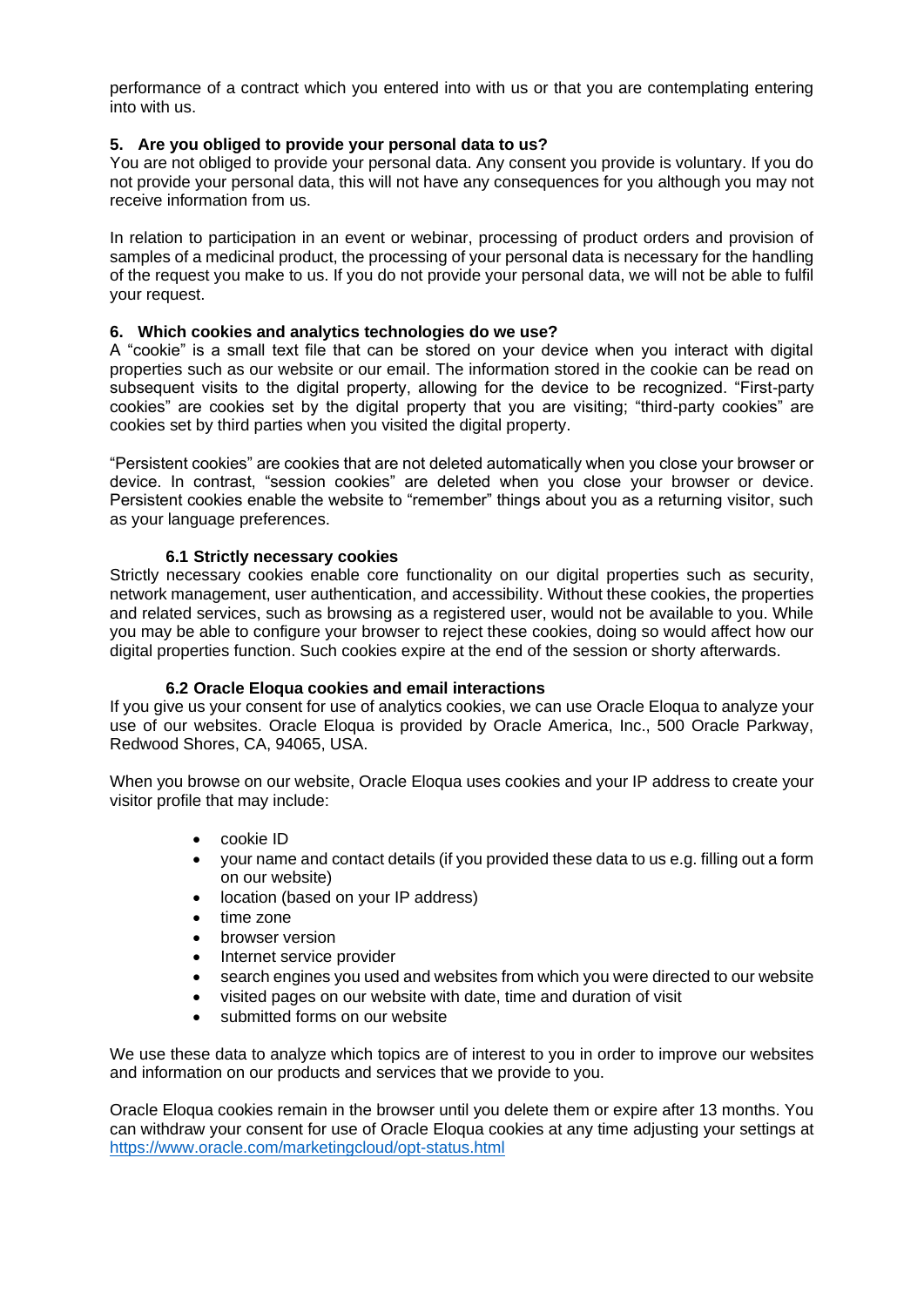performance of a contract which you entered into with us or that you are contemplating entering into with us.

## 5. Are you obliged to provide your personal data to us?

You are not obliged to provide your personal data. Any consent you provide is voluntary. If you do not provide your personal data, this will not have any consequences for you although you may not receive information from us.

In relation to participation in an event or webinar, processing of product orders and provision of samples of a medicinal product, the processing of your personal data is necessary for the handling of the request you make to us. If you do not provide your personal data, we will not be able to fulfil your request.

## 6. Which cookies and analytics technologies do we use?

A “cookie” is a small text file that can be stored on your device when you interact with digital properties such as our website or our email. The information stored in the cookie can be read on subsequent visits to the digital property, allowing for the device to be recognized. “First-party cookies” are cookies set by the digital property that you are visiting; “third-party cookies” are cookies set by third parties when you visited the digital property.

“Persistent cookies” are cookies that are not deleted automatically when you close your browser or device. In contrast, “session cookies” are deleted when you close your browser or device. Persistent cookies enable the website to “remember” things about you as a returning visitor, such as your language preferences.

### 6.1 Strictly necessary cookies

Strictly necessary cookies enable core functionality on our digital properties such as security, network management, user authentication, and accessibility. Without these cookies, the properties and related services, such as browsing as a registered user, would not be available to you. While you may be able to configure your browser to reject these cookies, doing so would affect how our digital properties function. Such cookies expire at the end of the session or shorty afterwards.

### 6.2 Oracle Eloqua cookies and email interactions

If you give us your consent for use of analytics cookies, we can use Oracle Eloqua to analyze your use of our websites. Oracle Eloqua is provided by Oracle America, Inc., 500 Oracle Parkway, Redwood Shores, CA, 94065, USA.

When you browse on our website, Oracle Eloqua uses cookies and your IP address to create your visitor profile that may include:

- cookie ID
- your name and contact details (if you provided these data to us e.g. filling out a form on our website)
- location (based on your IP address)
- time zone
- browser version
- Internet service provider
- search engines you used and websites from which you were directed to our website
- visited pages on our website with date, time and duration of visit
- submitted forms on our website

We use these data to analyze which topics are of interest to you in order to improve our websites and information on our products and services that we provide to you.

Oracle Eloqua cookies remain in the browser until you delete them or expire after 13 months. You can withdraw your consent for use of Oracle Eloqua cookies at any time adjusting your settings at https://www.oracle.com/marketingcloud/opt-status.html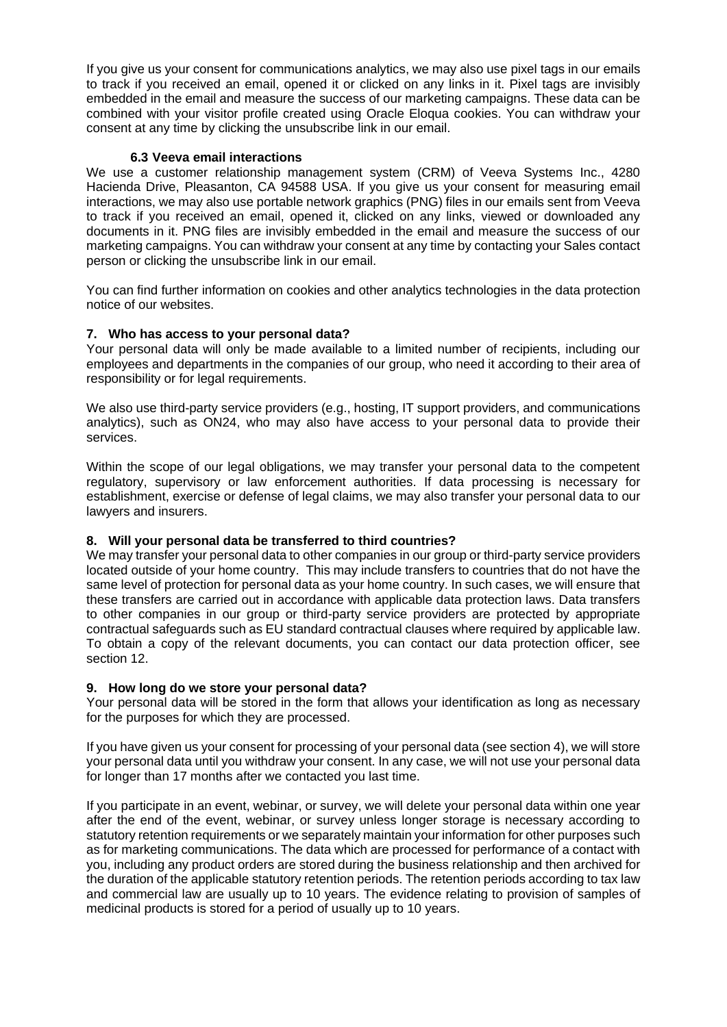If you give us your consent for communications analytics, we may also use pixel tags in our emails to track if you received an email, opened it or clicked on any links in it. Pixel tags are invisibly embedded in the email and measure the success of our marketing campaigns. These data can be combined with your visitor profile created using Oracle Eloqua cookies. You can withdraw your consent at any time by clicking the unsubscribe link in our email.

### 6.3 Veeva email interactions

We use a customer relationship management system (CRM) of Veeva Systems Inc., 4280 Hacienda Drive, Pleasanton, CA 94588 USA. If you give us your consent for measuring email interactions, we may also use portable network graphics (PNG) files in our emails sent from Veeva to track if you received an email, opened it, clicked on any links, viewed or downloaded any documents in it. PNG files are invisibly embedded in the email and measure the success of our marketing campaigns. You can withdraw your consent at any time by contacting your Sales contact person or clicking the unsubscribe link in our email.

You can find further information on cookies and other analytics technologies in the data protection notice of our websites.

## 7. Who has access to your personal data?

Your personal data will only be made available to a limited number of recipients, including our employees and departments in the companies of our group, who need it according to their area of responsibility or for legal requirements.

We also use third-party service providers (e.g., hosting, IT support providers, and communications analytics), such as ON24, who may also have access to your personal data to provide their services.

Within the scope of our legal obligations, we may transfer your personal data to the competent regulatory, supervisory or law enforcement authorities. If data processing is necessary for establishment, exercise or defense of legal claims, we may also transfer your personal data to our lawyers and insurers.

## 8. Will your personal data be transferred to third countries?

We may transfer your personal data to other companies in our group or third-party service providers located outside of your home country. This may include transfers to countries that do not have the same level of protection for personal data as your home country. In such cases, we will ensure that these transfers are carried out in accordance with applicable data protection laws. Data transfers to other companies in our group or third-party service providers are protected by appropriate contractual safeguards such as EU standard contractual clauses where required by applicable law. To obtain a copy of the relevant documents, you can contact our data protection officer, see section 12.

## 9. How long do we store your personal data?

Your personal data will be stored in the form that allows your identification as long as necessary for the purposes for which they are processed.

If you have given us your consent for processing of your personal data (see section 4), we will store your personal data until you withdraw your consent. In any case, we will not use your personal data for longer than 17 months after we contacted you last time.

If you participate in an event, webinar, or survey, we will delete your personal data within one year after the end of the event, webinar, or survey unless longer storage is necessary according to statutory retention requirements or we separately maintain your information for other purposes such as for marketing communications. The data which are processed for performance of a contact with you, including any product orders are stored during the business relationship and then archived for the duration of the applicable statutory retention periods. The retention periods according to tax law and commercial law are usually up to 10 years. The evidence relating to provision of samples of medicinal products is stored for a period of usually up to 10 years.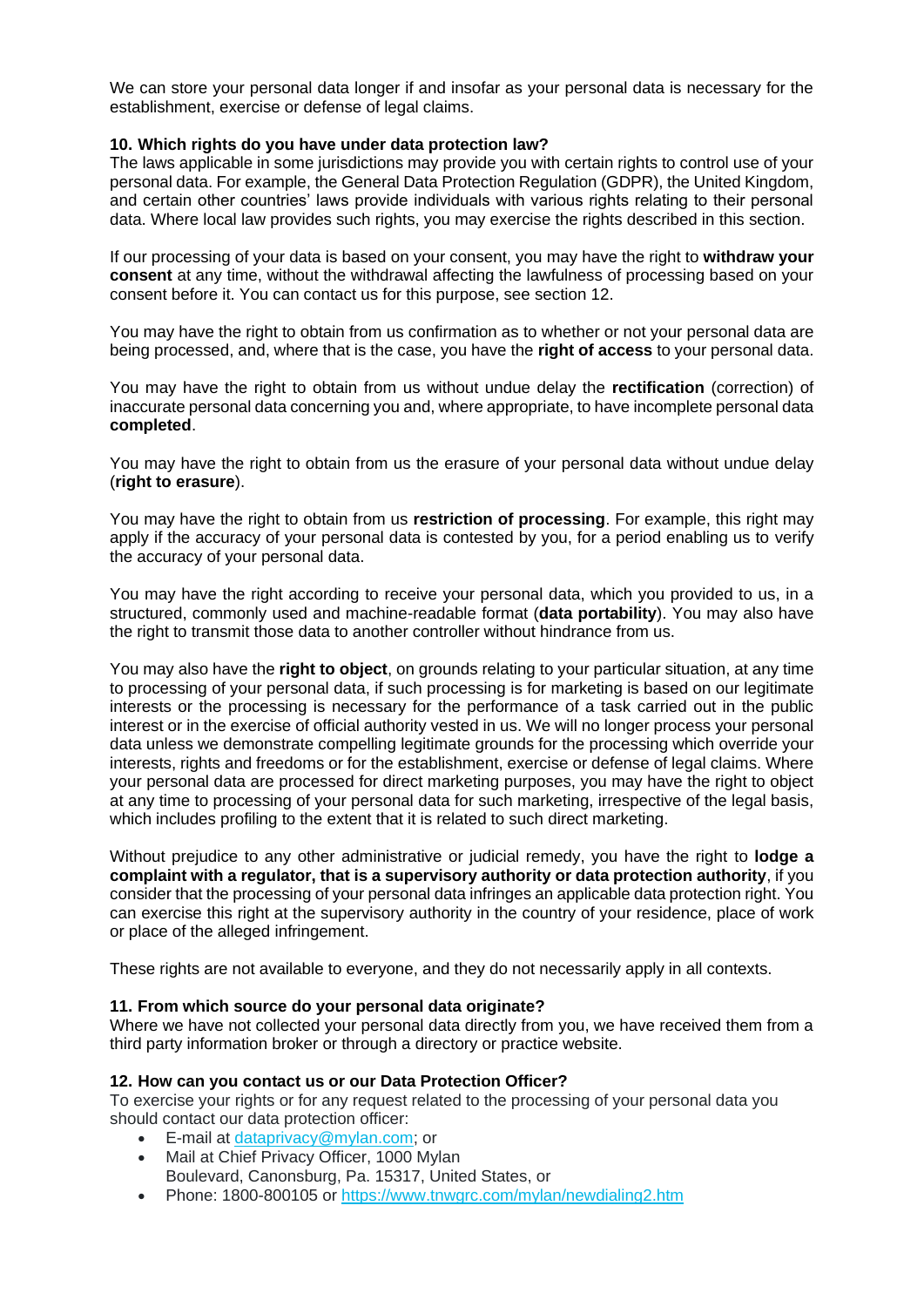We can store your personal data longer if and insofar as your personal data is necessary for the establishment, exercise or defense of legal claims.

**10. Which rights do you have under data protection law?**

The laws applicable in some jurisdictions may provide you with certain rights to control use of your personal data. For example, the General Data Protection Regulation (GDPR), the United Kingdom, and certain other countries' laws provide individuals with various rights relating to their personal data. Where local law provides such rights, you may exercise the rights described in this section.

If our processing of your data is based on your consent, you may have the right to **withdraw your consent** at any time, without the withdrawal affecting the lawfulness of processing based on your consent before it. You can contact us for this purpose, see section 12.

You may have the right to obtain from us confirmation as to whether or not your personal data are being processed, and, where that is the case, you have the **right of access** to your personal data.

You may have the right to obtain from us without undue delay the **rectification** (correction) of inaccurate personal data concerning you and, where appropriate, to have incomplete personal data **completed**.

You may have the right to obtain from us the erasure of your personal data without undue delay (**right to erasure**).

You may have the right to obtain from us **restriction of processing**. For example, this right may apply if the accuracy of your personal data is contested by you, for a period enabling us to verify the accuracy of your personal data.

You may have the right according to receive your personal data, which you provided to us, in a structured, commonly used and machine-readable format (**data portability**). You may also have the right to transmit those data to another controller without hindrance from us.

You may also have the **right to object**, on grounds relating to your particular situation, at any time to processing of your personal data, if such processing is for marketing is based on our legitimate interests or the processing is necessary for the performance of a task carried out in the public interest or in the exercise of official authority vested in us. We will no longer process your personal data unless we demonstrate compelling legitimate grounds for the processing which override your interests, rights and freedoms or for the establishment, exercise or defense of legal claims. Where your personal data are processed for direct marketing purposes, you may have the right to object at any time to processing of your personal data for such marketing, irrespective of the legal basis, which includes profiling to the extent that it is related to such direct marketing.

Without prejudice to any other administrative or judicial remedy, you have the right to **lodge a complaint with a regulator, that is a supervisory authority or data protection authority**, if you consider that the processing of your personal data infringes an applicable data protection right. You can exercise this right at the supervisory authority in the country of your residence, place of work or place of the alleged infringement.

These rights are not available to everyone, and they do not necessarily apply in all contexts.

**11. From which source do your personal data originate?**

Where we have not collected your personal data directly from you, we have received them from a third party information broker or through a directory or practice website.

**12. How can you contact us or our Data Protection Officer?**

To exercise your rights or for any request related to the processing of your personal data you should contact our data protection officer:

- E-mail at dataprivacy@mylan.com; or
- Mail at Chief Privacy Officer, 1000 Mylan Boulevard, Canonsburg, Pa. 15317, United States, or
- Phone: 1800-800105 or https://www.tnwgrc.com/mylan/newdialing2.htm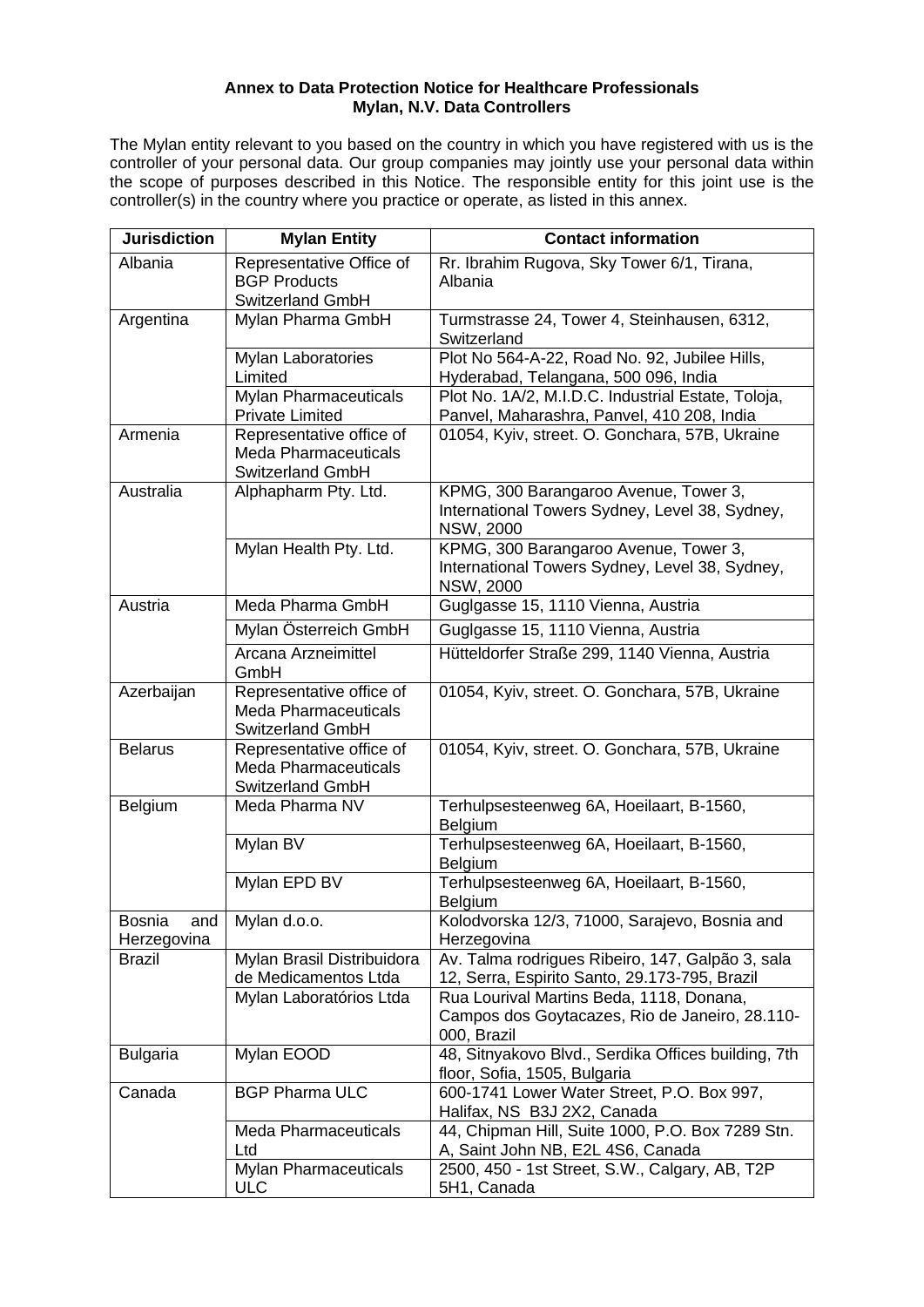**Annex to Data Protection Notice for Healthcare Professionals**
**Mylan, N.V. Data Controllers**

The Mylan entity relevant to you based on the country in which you have registered with us is the controller of your personal data. Our group companies may jointly use your personal data within the scope of purposes described in this Notice. The responsible entity for this joint use is the controller(s) in the country where you practice or operate, as listed in this annex.

| Jurisdiction | Mylan Entity | Contact information |
|---|---|---|
| Albania | Representative Office of BGP Products Switzerland GmbH | Rr. Ibrahim Rugova, Sky Tower 6/1, Tirana, Albania |
| Argentina | Mylan Pharma GmbH | Turmstrasse 24, Tower 4, Steinhausen, 6312, Switzerland |
| | Mylan Laboratories Limited | Plot No 564-A-22, Road No. 92, Jubilee Hills, Hyderabad, Telangana, 500 096, India |
| | Mylan Pharmaceuticals Private Limited | Plot No. 1A/2, M.I.D.C. Industrial Estate, Toloja, Panvel, Maharashra, Panvel, 410 208, India |
| Armenia | Representative office of Meda Pharmaceuticals Switzerland GmbH | 01054, Kyiv, street. O. Gonchara, 57B, Ukraine |
| Australia | Alphapharm Pty. Ltd. | KPMG, 300 Barangaroo Avenue, Tower 3, International Towers Sydney, Level 38, Sydney, NSW, 2000 |
| | Mylan Health Pty. Ltd. | KPMG, 300 Barangaroo Avenue, Tower 3, International Towers Sydney, Level 38, Sydney, NSW, 2000 |
| Austria | Meda Pharma GmbH | Guglgasse 15, 1110 Vienna, Austria |
| | Mylan Österreich GmbH | Guglgasse 15, 1110 Vienna, Austria |
| | Arcana Arzneimittel GmbH | Hütteldorfer Straße 299, 1140 Vienna, Austria |
| Azerbaijan | Representative office of Meda Pharmaceuticals Switzerland GmbH | 01054, Kyiv, street. O. Gonchara, 57B, Ukraine |
| Belarus | Representative office of Meda Pharmaceuticals Switzerland GmbH | 01054, Kyiv, street. O. Gonchara, 57B, Ukraine |
| Belgium | Meda Pharma NV | Terhulpsesteenweg 6A, Hoeilaart, B-1560, Belgium |
| | Mylan BV | Terhulpsesteenweg 6A, Hoeilaart, B-1560, Belgium |
| | Mylan EPD BV | Terhulpsesteenweg 6A, Hoeilaart, B-1560, Belgium |
| Bosnia and Herzegovina | Mylan d.o.o. | Kolodvorska 12/3, 71000, Sarajevo, Bosnia and Herzegovina |
| Brazil | Mylan Brasil Distribuidora de Medicamentos Ltda | Av. Talma rodrigues Ribeiro, 147, Galpão 3, sala 12, Serra, Espirito Santo, 29.173-795, Brazil |
| | Mylan Laboratórios Ltda | Rua Lourival Martins Beda, 1118, Donana, Campos dos Goytacazes, Rio de Janeiro, 28.110-000, Brazil |
| Bulgaria | Mylan EOOD | 48, Sitnyakovo Blvd., Serdika Offices building, 7th floor, Sofia, 1505, Bulgaria |
| Canada | BGP Pharma ULC | 600-1741 Lower Water Street, P.O. Box 997, Halifax, NS B3J 2X2, Canada |
| | Meda Pharmaceuticals Ltd | 44, Chipman Hill, Suite 1000, P.O. Box 7289 Stn. A, Saint John NB, E2L 4S6, Canada |
| | Mylan Pharmaceuticals ULC | 2500, 450 - 1st Street, S.W., Calgary, AB, T2P 5H1, Canada |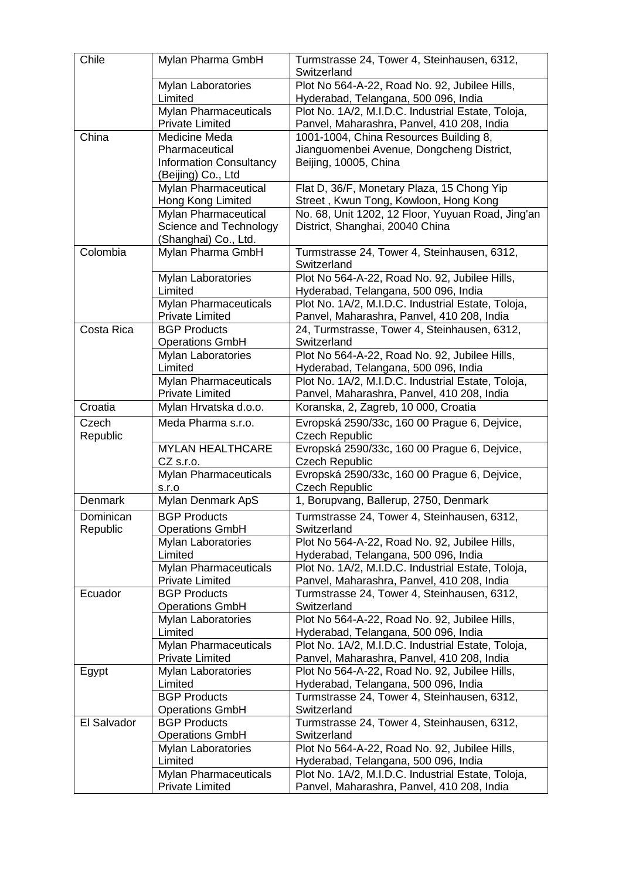| | | |
|---|---|---|
| Chile | Mylan Pharma GmbH | Turmstrasse 24, Tower 4, Steinhausen, 6312, Switzerland |
| | Mylan Laboratories Limited | Plot No 564-A-22, Road No. 92, Jubilee Hills, Hyderabad, Telangana, 500 096, India |
| | Mylan Pharmaceuticals Private Limited | Plot No. 1A/2, M.I.D.C. Industrial Estate, Toloja, Panvel, Maharashra, Panvel, 410 208, India |
| China | Medicine Meda Pharmaceutical Information Consultancy (Beijing) Co., Ltd | 1001-1004, China Resources Building 8, Jianguomenbei Avenue, Dongcheng District, Beijing, 10005, China |
| | Mylan Pharmaceutical Hong Kong Limited | Flat D, 36/F, Monetary Plaza, 15 Chong Yip Street , Kwun Tong, Kowloon, Hong Kong |
| | Mylan Pharmaceutical Science and Technology (Shanghai) Co., Ltd. | No. 68, Unit 1202, 12 Floor, Yuyuan Road, Jing'an District, Shanghai, 20040 China |
| Colombia | Mylan Pharma GmbH | Turmstrasse 24, Tower 4, Steinhausen, 6312, Switzerland |
| | Mylan Laboratories Limited | Plot No 564-A-22, Road No. 92, Jubilee Hills, Hyderabad, Telangana, 500 096, India |
| | Mylan Pharmaceuticals Private Limited | Plot No. 1A/2, M.I.D.C. Industrial Estate, Toloja, Panvel, Maharashra, Panvel, 410 208, India |
| Costa Rica | BGP Products Operations GmbH | 24, Turmstrasse, Tower 4, Steinhausen, 6312, Switzerland |
| | Mylan Laboratories Limited | Plot No 564-A-22, Road No. 92, Jubilee Hills, Hyderabad, Telangana, 500 096, India |
| | Mylan Pharmaceuticals Private Limited | Plot No. 1A/2, M.I.D.C. Industrial Estate, Toloja, Panvel, Maharashra, Panvel, 410 208, India |
| Croatia | Mylan Hrvatska d.o.o. | Koranska, 2, Zagreb, 10 000, Croatia |
| Czech Republic | Meda Pharma s.r.o. | Evropská 2590/33c, 160 00 Prague 6, Dejvice, Czech Republic |
| | MYLAN HEALTHCARE CZ s.r.o. | Evropská 2590/33c, 160 00 Prague 6, Dejvice, Czech Republic |
| | Mylan Pharmaceuticals s.r.o | Evropská 2590/33c, 160 00 Prague 6, Dejvice, Czech Republic |
| Denmark | Mylan Denmark ApS | 1, Borupvang, Ballerup, 2750, Denmark |
| Dominican Republic | BGP Products Operations GmbH | Turmstrasse 24, Tower 4, Steinhausen, 6312, Switzerland |
| | Mylan Laboratories Limited | Plot No 564-A-22, Road No. 92, Jubilee Hills, Hyderabad, Telangana, 500 096, India |
| | Mylan Pharmaceuticals Private Limited | Plot No. 1A/2, M.I.D.C. Industrial Estate, Toloja, Panvel, Maharashra, Panvel, 410 208, India |
| Ecuador | BGP Products Operations GmbH | Turmstrasse 24, Tower 4, Steinhausen, 6312, Switzerland |
| | Mylan Laboratories Limited | Plot No 564-A-22, Road No. 92, Jubilee Hills, Hyderabad, Telangana, 500 096, India |
| | Mylan Pharmaceuticals Private Limited | Plot No. 1A/2, M.I.D.C. Industrial Estate, Toloja, Panvel, Maharashra, Panvel, 410 208, India |
| Egypt | Mylan Laboratories Limited | Plot No 564-A-22, Road No. 92, Jubilee Hills, Hyderabad, Telangana, 500 096, India |
| | BGP Products Operations GmbH | Turmstrasse 24, Tower 4, Steinhausen, 6312, Switzerland |
| El Salvador | BGP Products Operations GmbH | Turmstrasse 24, Tower 4, Steinhausen, 6312, Switzerland |
| | Mylan Laboratories Limited | Plot No 564-A-22, Road No. 92, Jubilee Hills, Hyderabad, Telangana, 500 096, India |
| | Mylan Pharmaceuticals Private Limited | Plot No. 1A/2, M.I.D.C. Industrial Estate, Toloja, Panvel, Maharashra, Panvel, 410 208, India |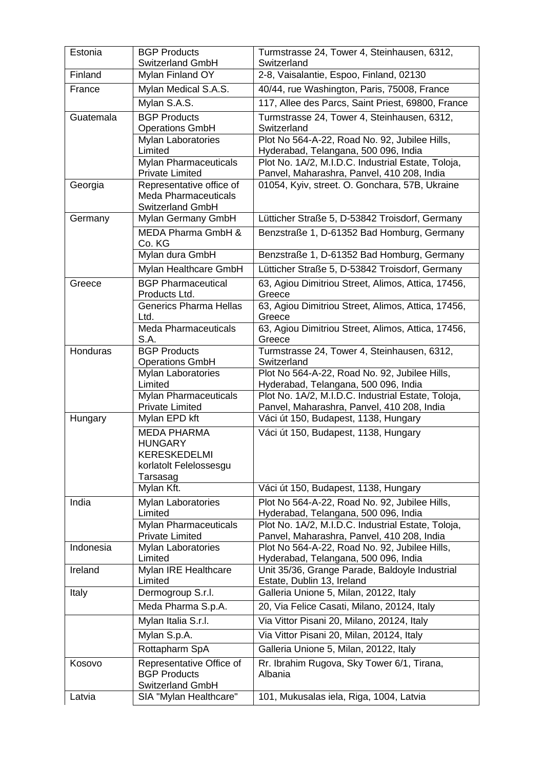| | | |
|---|---|---|
| Estonia | BGP Products Switzerland GmbH | Turmstrasse 24, Tower 4, Steinhausen, 6312, Switzerland |
| Finland | Mylan Finland OY | 2-8, Vaisalantie, Espoo, Finland, 02130 |
| France | Mylan Medical S.A.S. | 40/44, rue Washington, Paris, 75008, France |
| | Mylan S.A.S. | 117, Allee des Parcs, Saint Priest, 69800, France |
| Guatemala | BGP Products Operations GmbH | Turmstrasse 24, Tower 4, Steinhausen, 6312, Switzerland |
| | Mylan Laboratories Limited | Plot No 564-A-22, Road No. 92, Jubilee Hills, Hyderabad, Telangana, 500 096, India |
| | Mylan Pharmaceuticals Private Limited | Plot No. 1A/2, M.I.D.C. Industrial Estate, Toloja, Panvel, Maharashra, Panvel, 410 208, India |
| Georgia | Representative office of Meda Pharmaceuticals Switzerland GmbH | 01054, Kyiv, street. O. Gonchara, 57B, Ukraine |
| Germany | Mylan Germany GmbH | Lütticher Straße 5, D-53842 Troisdorf, Germany |
| | MEDA Pharma GmbH & Co. KG | Benzstraße 1, D-61352 Bad Homburg, Germany |
| | Mylan dura GmbH | Benzstraße 1, D-61352 Bad Homburg, Germany |
| | Mylan Healthcare GmbH | Lütticher Straße 5, D-53842 Troisdorf, Germany |
| Greece | BGP Pharmaceutical Products Ltd. | 63, Agiou Dimitriou Street, Alimos, Attica, 17456, Greece |
| | Generics Pharma Hellas Ltd. | 63, Agiou Dimitriou Street, Alimos, Attica, 17456, Greece |
| | Meda Pharmaceuticals S.A. | 63, Agiou Dimitriou Street, Alimos, Attica, 17456, Greece |
| Honduras | BGP Products Operations GmbH | Turmstrasse 24, Tower 4, Steinhausen, 6312, Switzerland |
| | Mylan Laboratories Limited | Plot No 564-A-22, Road No. 92, Jubilee Hills, Hyderabad, Telangana, 500 096, India |
| | Mylan Pharmaceuticals Private Limited | Plot No. 1A/2, M.I.D.C. Industrial Estate, Toloja, Panvel, Maharashra, Panvel, 410 208, India |
| Hungary | Mylan EPD kft | Váci út 150, Budapest, 1138, Hungary |
| | MEDA PHARMA HUNGARY KERESKEDELMI korlatolt Felelossesgu Tarsasag | Váci út 150, Budapest, 1138, Hungary |
| | Mylan Kft. | Váci út 150, Budapest, 1138, Hungary |
| India | Mylan Laboratories Limited | Plot No 564-A-22, Road No. 92, Jubilee Hills, Hyderabad, Telangana, 500 096, India |
| | Mylan Pharmaceuticals Private Limited | Plot No. 1A/2, M.I.D.C. Industrial Estate, Toloja, Panvel, Maharashra, Panvel, 410 208, India |
| Indonesia | Mylan Laboratories Limited | Plot No 564-A-22, Road No. 92, Jubilee Hills, Hyderabad, Telangana, 500 096, India |
| Ireland | Mylan IRE Healthcare Limited | Unit 35/36, Grange Parade, Baldoyle Industrial Estate, Dublin 13, Ireland |
| Italy | Dermogroup S.r.l. | Galleria Unione 5, Milan, 20122, Italy |
| | Meda Pharma S.p.A. | 20, Via Felice Casati, Milano, 20124, Italy |
| | Mylan Italia S.r.l. | Via Vittor Pisani 20, Milano, 20124, Italy |
| | Mylan S.p.A. | Via Vittor Pisani 20, Milan, 20124, Italy |
| | Rottapharm SpA | Galleria Unione 5, Milan, 20122, Italy |
| Kosovo | Representative Office of BGP Products Switzerland GmbH | Rr. Ibrahim Rugova, Sky Tower 6/1, Tirana, Albania |
| Latvia | SIA "Mylan Healthcare" | 101, Mukusalas iela, Riga, 1004, Latvia |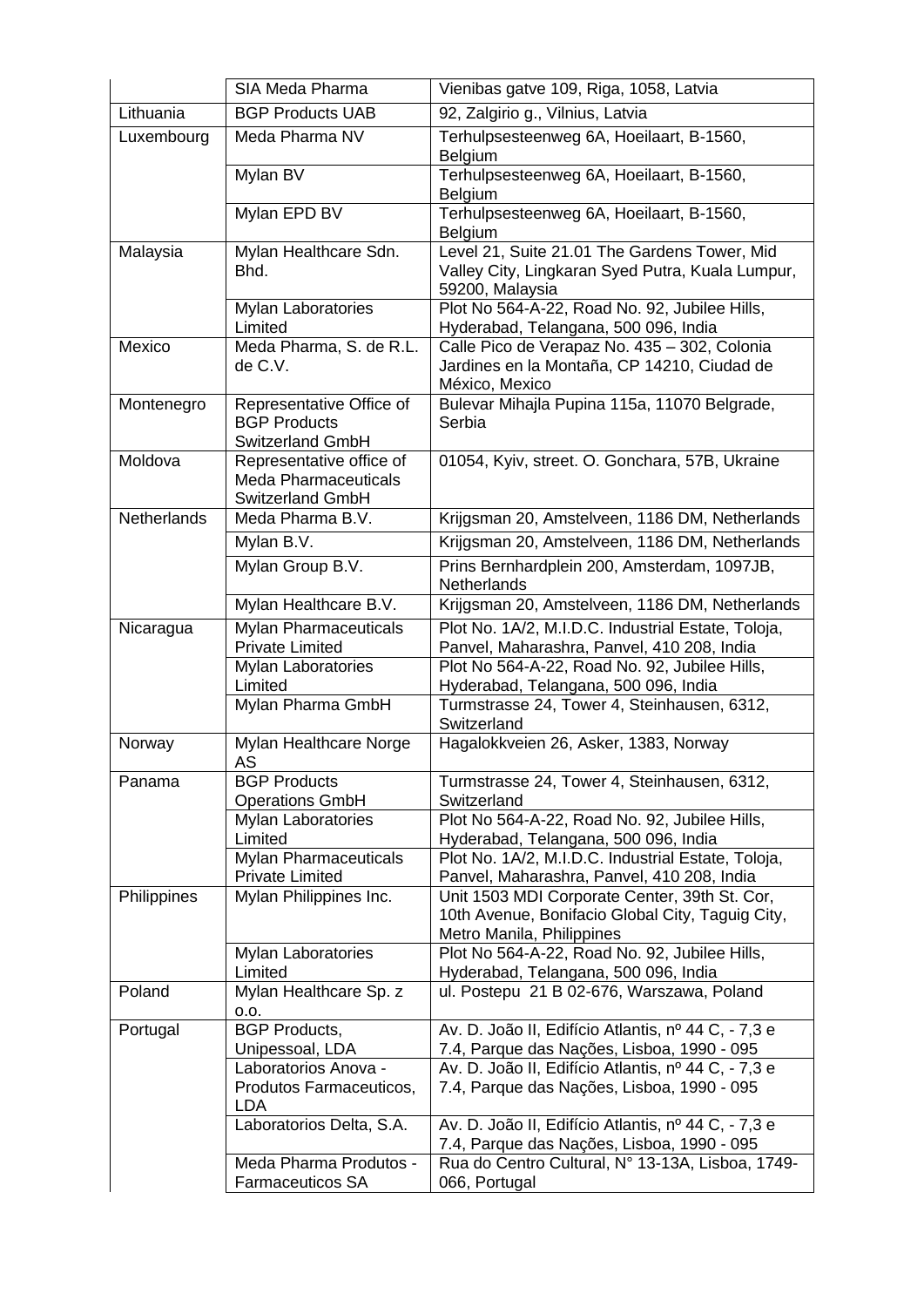| | | |
|---|---|---|
| | SIA Meda Pharma | Vienibas gatve 109, Riga, 1058, Latvia |
| Lithuania | BGP Products UAB | 92, Zalgirio g., Vilnius, Latvia |
| Luxembourg | Meda Pharma NV | Terhulpsesteenweg 6A, Hoeilaart, B-1560, Belgium |
| | Mylan BV | Terhulpsesteenweg 6A, Hoeilaart, B-1560, Belgium |
| | Mylan EPD BV | Terhulpsesteenweg 6A, Hoeilaart, B-1560, Belgium |
| Malaysia | Mylan Healthcare Sdn. Bhd. | Level 21, Suite 21.01 The Gardens Tower, Mid Valley City, Lingkaran Syed Putra, Kuala Lumpur, 59200, Malaysia |
| | Mylan Laboratories Limited | Plot No 564-A-22, Road No. 92, Jubilee Hills, Hyderabad, Telangana, 500 096, India |
| Mexico | Meda Pharma, S. de R.L. de C.V. | Calle Pico de Verapaz No. 435 – 302, Colonia Jardines en la Montaña, CP 14210, Ciudad de México, Mexico |
| Montenegro | Representative Office of BGP Products Switzerland GmbH | Bulevar Mihajla Pupina 115a, 11070 Belgrade, Serbia |
| Moldova | Representative office of Meda Pharmaceuticals Switzerland GmbH | 01054, Kyiv, street. O. Gonchara, 57B, Ukraine |
| Netherlands | Meda Pharma B.V. | Krijgsman 20, Amstelveen, 1186 DM, Netherlands |
| | Mylan B.V. | Krijgsman 20, Amstelveen, 1186 DM, Netherlands |
| | Mylan Group B.V. | Prins Bernhardplein 200, Amsterdam, 1097JB, Netherlands |
| | Mylan Healthcare B.V. | Krijgsman 20, Amstelveen, 1186 DM, Netherlands |
| Nicaragua | Mylan Pharmaceuticals Private Limited | Plot No. 1A/2, M.I.D.C. Industrial Estate, Toloja, Panvel, Maharashra, Panvel, 410 208, India |
| | Mylan Laboratories Limited | Plot No 564-A-22, Road No. 92, Jubilee Hills, Hyderabad, Telangana, 500 096, India |
| | Mylan Pharma GmbH | Turmstrasse 24, Tower 4, Steinhausen, 6312, Switzerland |
| Norway | Mylan Healthcare Norge AS | Hagalokkveien 26, Asker, 1383, Norway |
| Panama | BGP Products Operations GmbH | Turmstrasse 24, Tower 4, Steinhausen, 6312, Switzerland |
| | Mylan Laboratories Limited | Plot No 564-A-22, Road No. 92, Jubilee Hills, Hyderabad, Telangana, 500 096, India |
| | Mylan Pharmaceuticals Private Limited | Plot No. 1A/2, M.I.D.C. Industrial Estate, Toloja, Panvel, Maharashra, Panvel, 410 208, India |
| Philippines | Mylan Philippines Inc. | Unit 1503 MDI Corporate Center, 39th St. Cor, 10th Avenue, Bonifacio Global City, Taguig City, Metro Manila, Philippines |
| | Mylan Laboratories Limited | Plot No 564-A-22, Road No. 92, Jubilee Hills, Hyderabad, Telangana, 500 096, India |
| Poland | Mylan Healthcare Sp. z o.o. | ul. Postepu 21 B 02-676, Warszawa, Poland |
| Portugal | BGP Products, Unipessoal, LDA | Av. D. João II, Edifício Atlantis, nº 44 C, - 7,3 e 7.4, Parque das Nações, Lisboa, 1990 - 095 |
| | Laboratorios Anova - Produtos Farmaceuticos, LDA | Av. D. João II, Edifício Atlantis, nº 44 C, - 7,3 e 7.4, Parque das Nações, Lisboa, 1990 - 095 |
| | Laboratorios Delta, S.A. | Av. D. João II, Edifício Atlantis, nº 44 C, - 7,3 e 7.4, Parque das Nações, Lisboa, 1990 - 095 |
| | Meda Pharma Produtos - Farmaceuticos SA | Rua do Centro Cultural, N° 13-13A, Lisboa, 1749-066, Portugal |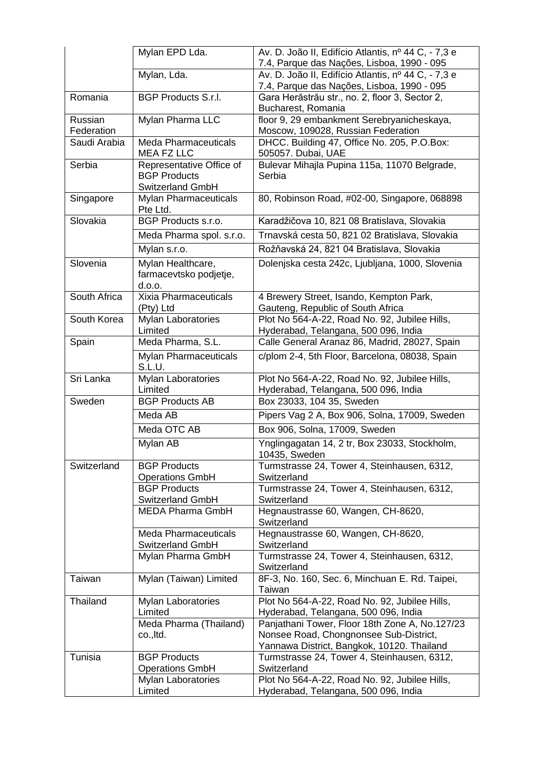| | | |
|---|---|---|
| | Mylan EPD Lda. | Av. D. João II, Edifício Atlantis, nº 44 C, - 7,3 e 7.4, Parque das Nações, Lisboa, 1990 - 095 |
| | Mylan, Lda. | Av. D. João II, Edifício Atlantis, nº 44 C, - 7,3 e 7.4, Parque das Nações, Lisboa, 1990 - 095 |
| Romania | BGP Products S.r.l. | Gara Herăstrău str., no. 2, floor 3, Sector 2, Bucharest, Romania |
| Russian Federation | Mylan Pharma LLC | floor 9, 29 embankment Serebryanicheskaya, Moscow, 109028, Russian Federation |
| Saudi Arabia | Meda Pharmaceuticals MEA FZ LLC | DHCC. Building 47, Office No. 205, P.O.Box: 505057. Dubai, UAE |
| Serbia | Representative Office of BGP Products Switzerland GmbH | Bulevar Mihajla Pupina 115a, 11070 Belgrade, Serbia |
| Singapore | Mylan Pharmaceuticals Pte Ltd. | 80, Robinson Road, #02-00, Singapore, 068898 |
| Slovakia | BGP Products s.r.o. | Karadžičova 10, 821 08 Bratislava, Slovakia |
| | Meda Pharma spol. s.r.o. | Trnavská cesta 50, 821 02 Bratislava, Slovakia |
| | Mylan s.r.o. | Rožňavská 24, 821 04 Bratislava, Slovakia |
| Slovenia | Mylan Healthcare, farmacevtsko podjetje, d.o.o. | Dolenjska cesta 242c, Ljubljana, 1000, Slovenia |
| South Africa | Xixia Pharmaceuticals (Pty) Ltd | 4 Brewery Street, Isando, Kempton Park, Gauteng, Republic of South Africa |
| South Korea | Mylan Laboratories Limited | Plot No 564-A-22, Road No. 92, Jubilee Hills, Hyderabad, Telangana, 500 096, India |
| Spain | Meda Pharma, S.L. | Calle General Aranaz 86, Madrid, 28027, Spain |
| | Mylan Pharmaceuticals S.L.U. | c/plom 2-4, 5th Floor, Barcelona, 08038, Spain |
| Sri Lanka | Mylan Laboratories Limited | Plot No 564-A-22, Road No. 92, Jubilee Hills, Hyderabad, Telangana, 500 096, India |
| Sweden | BGP Products AB | Box 23033, 104 35, Sweden |
| | Meda AB | Pipers Vag 2 A, Box 906, Solna, 17009, Sweden |
| | Meda OTC AB | Box 906, Solna, 17009, Sweden |
| | Mylan AB | Ynglingagatan 14, 2 tr, Box 23033, Stockholm, 10435, Sweden |
| Switzerland | BGP Products Operations GmbH | Turmstrasse 24, Tower 4, Steinhausen, 6312, Switzerland |
| | BGP Products Switzerland GmbH | Turmstrasse 24, Tower 4, Steinhausen, 6312, Switzerland |
| | MEDA Pharma GmbH | Hegnaustrasse 60, Wangen, CH-8620, Switzerland |
| | Meda Pharmaceuticals Switzerland GmbH | Hegnaustrasse 60, Wangen, CH-8620, Switzerland |
| | Mylan Pharma GmbH | Turmstrasse 24, Tower 4, Steinhausen, 6312, Switzerland |
| Taiwan | Mylan (Taiwan) Limited | 8F-3, No. 160, Sec. 6, Minchuan E. Rd. Taipei, Taiwan |
| Thailand | Mylan Laboratories Limited | Plot No 564-A-22, Road No. 92, Jubilee Hills, Hyderabad, Telangana, 500 096, India |
| | Meda Pharma (Thailand) co.,ltd. | Panjathani Tower, Floor 18th Zone A, No.127/23 Nonsee Road, Chongnonsee Sub-District, Yannawa District, Bangkok, 10120. Thailand |
| Tunisia | BGP Products Operations GmbH | Turmstrasse 24, Tower 4, Steinhausen, 6312, Switzerland |
| | Mylan Laboratories Limited | Plot No 564-A-22, Road No. 92, Jubilee Hills, Hyderabad, Telangana, 500 096, India |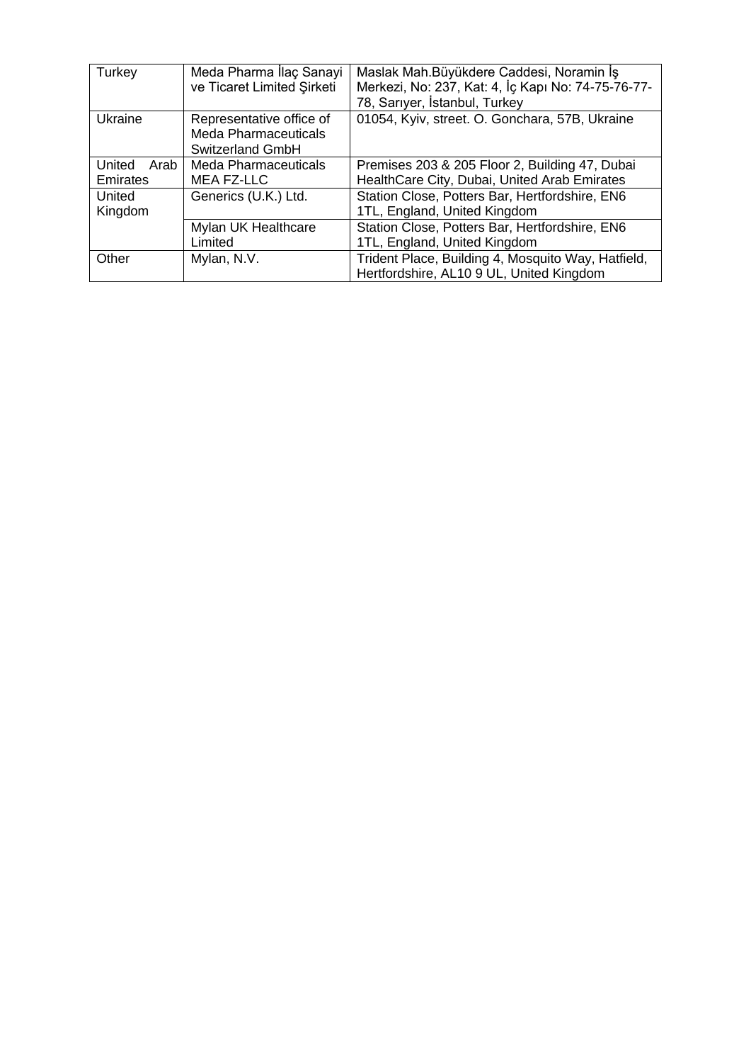| | | |
|---|---|---|
| Turkey | Meda Pharma İlaç Sanayi ve Ticaret Limited Şirketi | Maslak Mah.Büyükdere Caddesi, Noramin İş Merkezi, No: 237, Kat: 4, İç Kapı No: 74-75-76-77-78, Sarıyer, İstanbul, Turkey |
| Ukraine | Representative office of Meda Pharmaceuticals Switzerland GmbH | 01054, Kyiv, street. O. Gonchara, 57B, Ukraine |
| United Arab Emirates | Meda Pharmaceuticals MEA FZ-LLC | Premises 203 & 205 Floor 2, Building 47, Dubai HealthCare City, Dubai, United Arab Emirates |
| United Kingdom | Generics (U.K.) Ltd. | Station Close, Potters Bar, Hertfordshire, EN6 1TL, England, United Kingdom |
| | Mylan UK Healthcare Limited | Station Close, Potters Bar, Hertfordshire, EN6 1TL, England, United Kingdom |
| Other | Mylan, N.V. | Trident Place, Building 4, Mosquito Way, Hatfield, Hertfordshire, AL10 9 UL, United Kingdom |